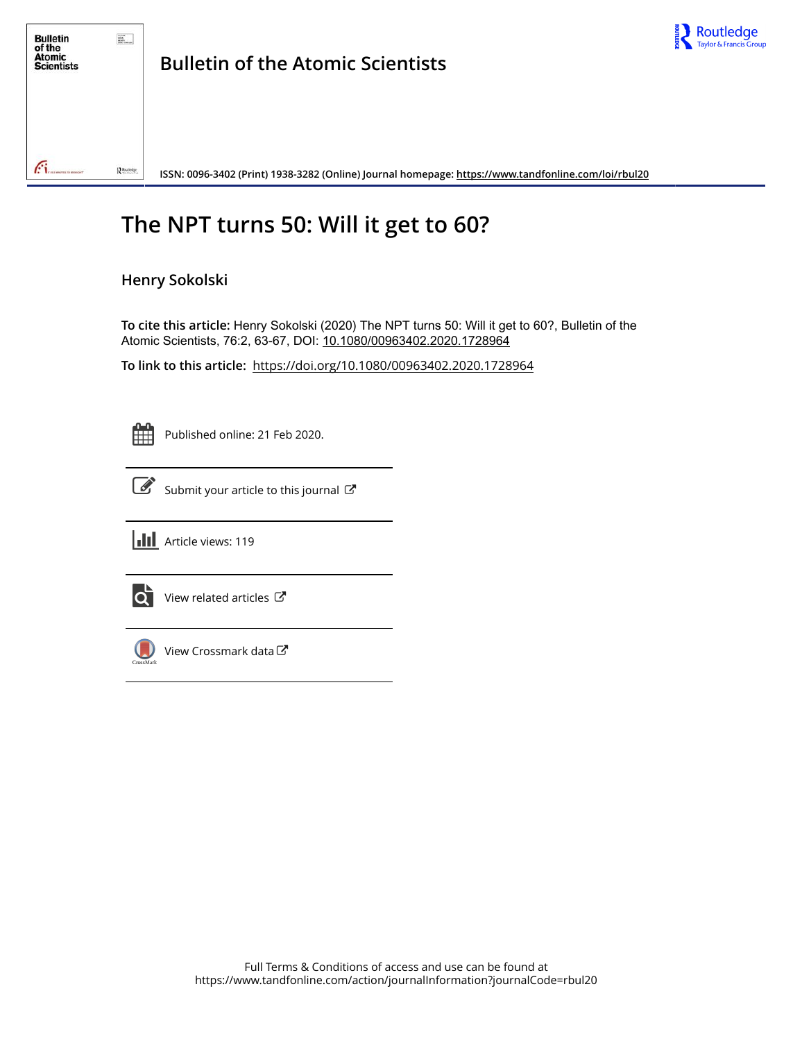# Bulletin of the Atomic Scientists

**ISSN: 0096-3402 (Print) 1938-3282 (Online) Journal homepage:** https://www.tandfonline.com/loi/rbul20

# The NPT turns 50: Will it get to 60?

## Henry Sokolski

**To cite this article:** Henry Sokolski (2020) The NPT turns 50: Will it get to 60?, Bulletin of the Atomic Scientists, 76:2, 63-67, DOI: 10.1080/00963402.2020.1728964

**To link to this article:** https://doi.org/10.1080/00963402.2020.1728964

Published online: 21 Feb 2020.

Submit your article to this journal

Article views: 119

View related articles

View Crossmark data

Full Terms & Conditions of access and use can be found at
https://www.tandfonline.com/action/journalInformation?journalCode=rbul20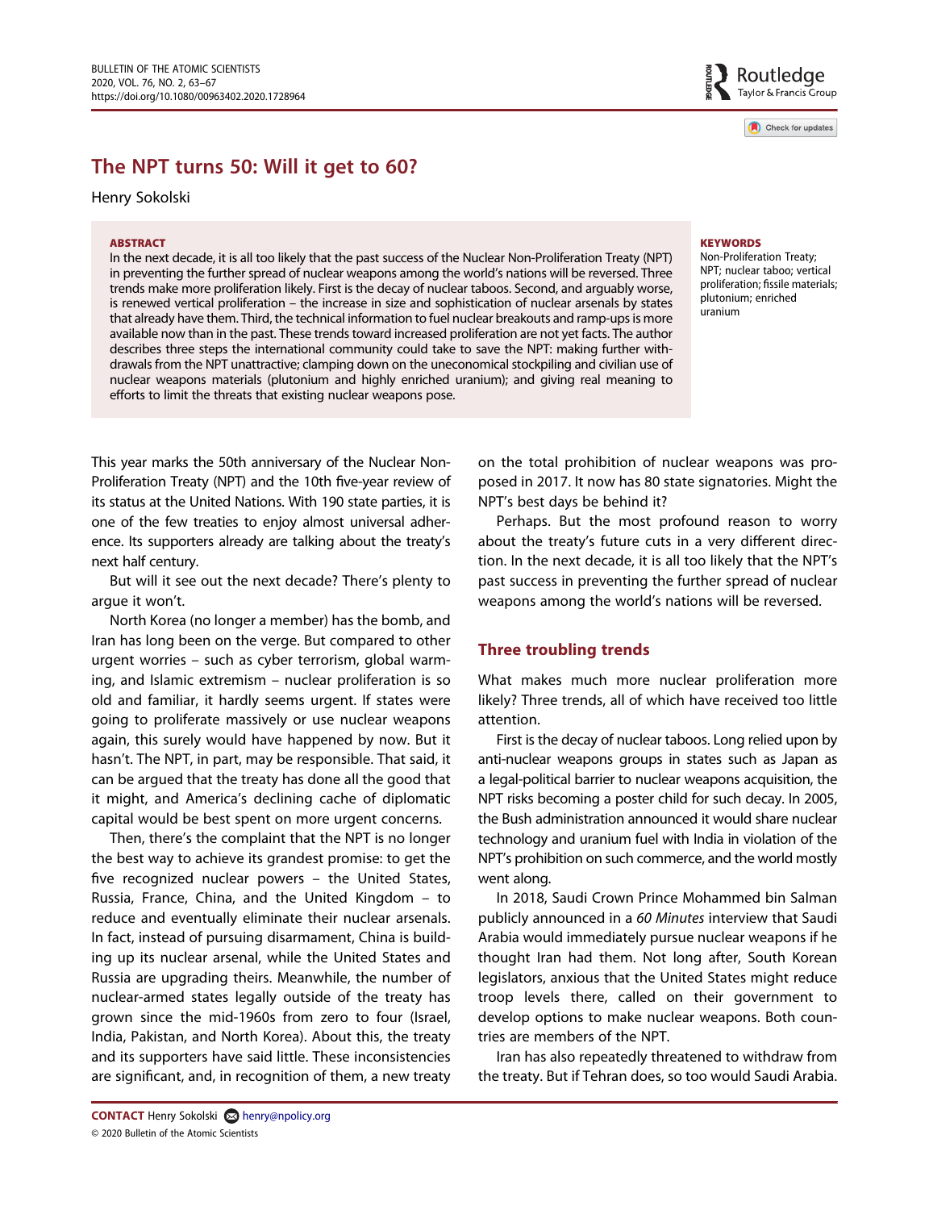# The NPT turns 50: Will it get to 60?

Henry Sokolski

**ABSTRACT**

In the next decade, it is all too likely that the past success of the Nuclear Non-Proliferation Treaty (NPT) in preventing the further spread of nuclear weapons among the world's nations will be reversed. Three trends make more proliferation likely. First is the decay of nuclear taboos. Second, and arguably worse, is renewed vertical proliferation – the increase in size and sophistication of nuclear arsenals by states that already have them. Third, the technical information to fuel nuclear breakouts and ramp-ups is more available now than in the past. These trends toward increased proliferation are not yet facts. The author describes three steps the international community could take to save the NPT: making further withdrawals from the NPT unattractive; clamping down on the uneconomical stockpiling and civilian use of nuclear weapons materials (plutonium and highly enriched uranium); and giving real meaning to efforts to limit the threats that existing nuclear weapons pose.

**KEYWORDS**

Non-Proliferation Treaty; NPT; nuclear taboo; vertical proliferation; fissile materials; plutonium; enriched uranium

This year marks the 50th anniversary of the Nuclear Non-Proliferation Treaty (NPT) and the 10th five-year review of its status at the United Nations. With 190 state parties, it is one of the few treaties to enjoy almost universal adherence. Its supporters already are talking about the treaty's next half century.

But will it see out the next decade? There's plenty to argue it won't.

North Korea (no longer a member) has the bomb, and Iran has long been on the verge. But compared to other urgent worries – such as cyber terrorism, global warming, and Islamic extremism – nuclear proliferation is so old and familiar, it hardly seems urgent. If states were going to proliferate massively or use nuclear weapons again, this surely would have happened by now. But it hasn't. The NPT, in part, may be responsible. That said, it can be argued that the treaty has done all the good that it might, and America's declining cache of diplomatic capital would be best spent on more urgent concerns.

Then, there's the complaint that the NPT is no longer the best way to achieve its grandest promise: to get the five recognized nuclear powers – the United States, Russia, France, China, and the United Kingdom – to reduce and eventually eliminate their nuclear arsenals. In fact, instead of pursuing disarmament, China is building up its nuclear arsenal, while the United States and Russia are upgrading theirs. Meanwhile, the number of nuclear-armed states legally outside of the treaty has grown since the mid-1960s from zero to four (Israel, India, Pakistan, and North Korea). About this, the treaty and its supporters have said little. These inconsistencies are significant, and, in recognition of them, a new treaty on the total prohibition of nuclear weapons was proposed in 2017. It now has 80 state signatories. Might the NPT's best days be behind it?

Perhaps. But the most profound reason to worry about the treaty's future cuts in a very different direction. In the next decade, it is all too likely that the NPT's past success in preventing the further spread of nuclear weapons among the world's nations will be reversed.

## Three troubling trends

What makes much more nuclear proliferation more likely? Three trends, all of which have received too little attention.

First is the decay of nuclear taboos. Long relied upon by anti-nuclear weapons groups in states such as Japan as a legal-political barrier to nuclear weapons acquisition, the NPT risks becoming a poster child for such decay. In 2005, the Bush administration announced it would share nuclear technology and uranium fuel with India in violation of the NPT's prohibition on such commerce, and the world mostly went along.

In 2018, Saudi Crown Prince Mohammed bin Salman publicly announced in a *60 Minutes* interview that Saudi Arabia would immediately pursue nuclear weapons if he thought Iran had them. Not long after, South Korean legislators, anxious that the United States might reduce troop levels there, called on their government to develop options to make nuclear weapons. Both countries are members of the NPT.

Iran has also repeatedly threatened to withdraw from the treaty. But if Tehran does, so too would Saudi Arabia.

**CONTACT** Henry Sokolski henry@npolicy.org
© 2020 Bulletin of the Atomic Scientists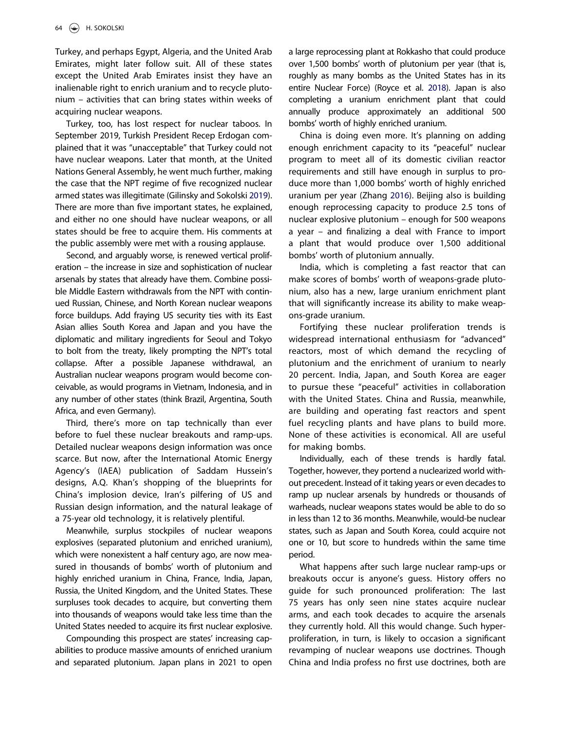Turkey, and perhaps Egypt, Algeria, and the United Arab Emirates, might later follow suit. All of these states except the United Arab Emirates insist they have an inalienable right to enrich uranium and to recycle plutonium – activities that can bring states within weeks of acquiring nuclear weapons.

Turkey, too, has lost respect for nuclear taboos. In September 2019, Turkish President Recep Erdogan complained that it was "unacceptable" that Turkey could not have nuclear weapons. Later that month, at the United Nations General Assembly, he went much further, making the case that the NPT regime of five recognized nuclear armed states was illegitimate (Gilinsky and Sokolski 2019). There are more than five important states, he explained, and either no one should have nuclear weapons, or all states should be free to acquire them. His comments at the public assembly were met with a rousing applause.

Second, and arguably worse, is renewed vertical proliferation – the increase in size and sophistication of nuclear arsenals by states that already have them. Combine possible Middle Eastern withdrawals from the NPT with continued Russian, Chinese, and North Korean nuclear weapons force buildups. Add fraying US security ties with its East Asian allies South Korea and Japan and you have the diplomatic and military ingredients for Seoul and Tokyo to bolt from the treaty, likely prompting the NPT's total collapse. After a possible Japanese withdrawal, an Australian nuclear weapons program would become conceivable, as would programs in Vietnam, Indonesia, and in any number of other states (think Brazil, Argentina, South Africa, and even Germany).

Third, there's more on tap technically than ever before to fuel these nuclear breakouts and ramp-ups. Detailed nuclear weapons design information was once scarce. But now, after the International Atomic Energy Agency's (IAEA) publication of Saddam Hussein's designs, A.Q. Khan's shopping of the blueprints for China's implosion device, Iran's pilfering of US and Russian design information, and the natural leakage of a 75-year old technology, it is relatively plentiful.

Meanwhile, surplus stockpiles of nuclear weapons explosives (separated plutonium and enriched uranium), which were nonexistent a half century ago, are now measured in thousands of bombs' worth of plutonium and highly enriched uranium in China, France, India, Japan, Russia, the United Kingdom, and the United States. These surpluses took decades to acquire, but converting them into thousands of weapons would take less time than the United States needed to acquire its first nuclear explosive.

Compounding this prospect are states' increasing capabilities to produce massive amounts of enriched uranium and separated plutonium. Japan plans in 2021 to open a large reprocessing plant at Rokkasho that could produce over 1,500 bombs' worth of plutonium per year (that is, roughly as many bombs as the United States has in its entire Nuclear Force) (Royce et al. 2018). Japan is also completing a uranium enrichment plant that could annually produce approximately an additional 500 bombs' worth of highly enriched uranium.

China is doing even more. It's planning on adding enough enrichment capacity to its "peaceful" nuclear program to meet all of its domestic civilian reactor requirements and still have enough in surplus to produce more than 1,000 bombs' worth of highly enriched uranium per year (Zhang 2016). Beijing also is building enough reprocessing capacity to produce 2.5 tons of nuclear explosive plutonium – enough for 500 weapons a year – and finalizing a deal with France to import a plant that would produce over 1,500 additional bombs' worth of plutonium annually.

India, which is completing a fast reactor that can make scores of bombs' worth of weapons-grade plutonium, also has a new, large uranium enrichment plant that will significantly increase its ability to make weapons-grade uranium.

Fortifying these nuclear proliferation trends is widespread international enthusiasm for "advanced" reactors, most of which demand the recycling of plutonium and the enrichment of uranium to nearly 20 percent. India, Japan, and South Korea are eager to pursue these "peaceful" activities in collaboration with the United States. China and Russia, meanwhile, are building and operating fast reactors and spent fuel recycling plants and have plans to build more. None of these activities is economical. All are useful for making bombs.

Individually, each of these trends is hardly fatal. Together, however, they portend a nuclearized world without precedent. Instead of it taking years or even decades to ramp up nuclear arsenals by hundreds or thousands of warheads, nuclear weapons states would be able to do so in less than 12 to 36 months. Meanwhile, would-be nuclear states, such as Japan and South Korea, could acquire not one or 10, but score to hundreds within the same time period.

What happens after such large nuclear ramp-ups or breakouts occur is anyone's guess. History offers no guide for such pronounced proliferation: The last 75 years has only seen nine states acquire nuclear arms, and each took decades to acquire the arsenals they currently hold. All this would change. Such hyperproliferation, in turn, is likely to occasion a significant revamping of nuclear weapons use doctrines. Though China and India profess no first use doctrines, both are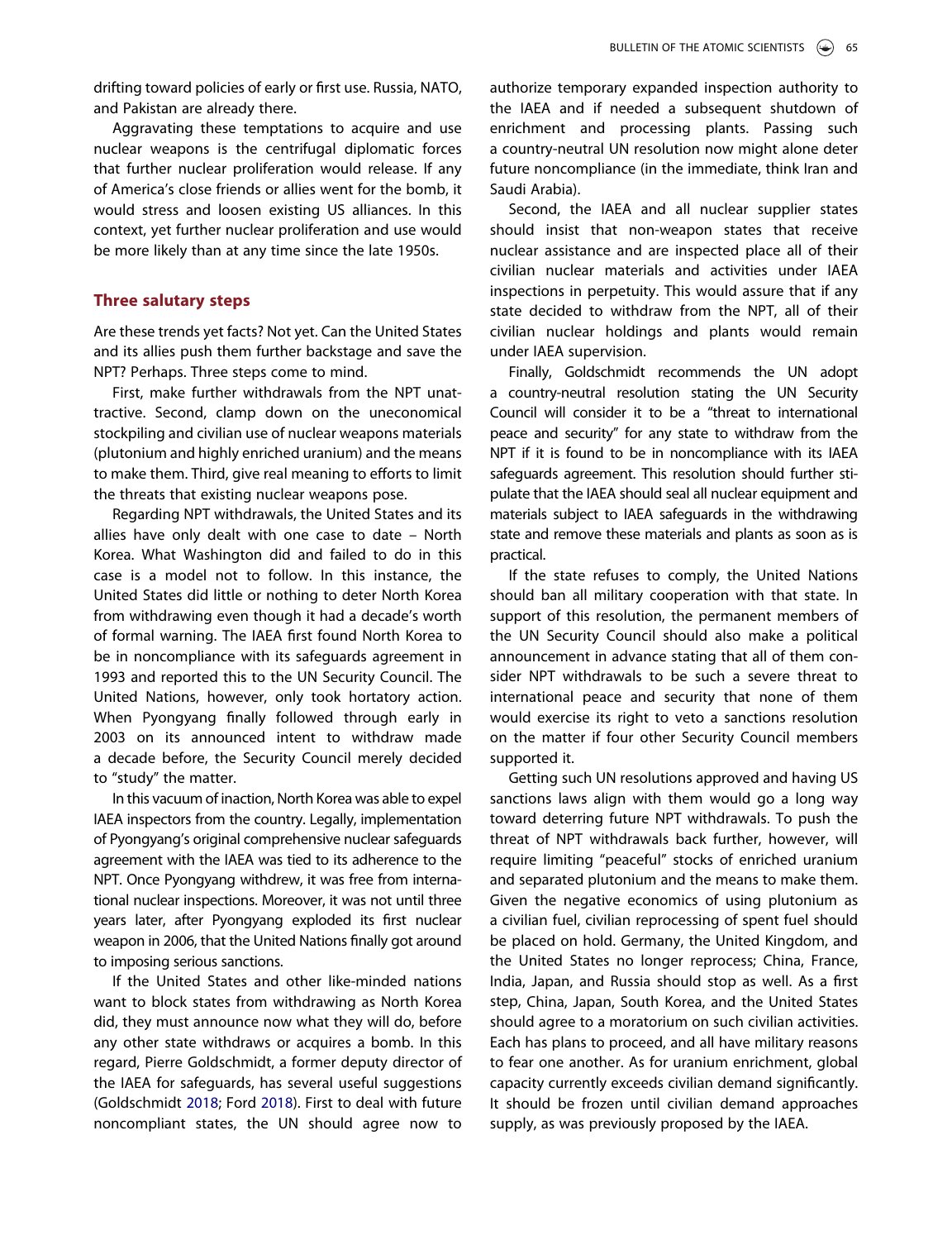drifting toward policies of early or first use. Russia, NATO, and Pakistan are already there.

Aggravating these temptations to acquire and use nuclear weapons is the centrifugal diplomatic forces that further nuclear proliferation would release. If any of America's close friends or allies went for the bomb, it would stress and loosen existing US alliances. In this context, yet further nuclear proliferation and use would be more likely than at any time since the late 1950s.

## Three salutary steps

Are these trends yet facts? Not yet. Can the United States and its allies push them further backstage and save the NPT? Perhaps. Three steps come to mind.

First, make further withdrawals from the NPT unattractive. Second, clamp down on the uneconomical stockpiling and civilian use of nuclear weapons materials (plutonium and highly enriched uranium) and the means to make them. Third, give real meaning to efforts to limit the threats that existing nuclear weapons pose.

Regarding NPT withdrawals, the United States and its allies have only dealt with one case to date – North Korea. What Washington did and failed to do in this case is a model not to follow. In this instance, the United States did little or nothing to deter North Korea from withdrawing even though it had a decade's worth of formal warning. The IAEA first found North Korea to be in noncompliance with its safeguards agreement in 1993 and reported this to the UN Security Council. The United Nations, however, only took hortatory action. When Pyongyang finally followed through early in 2003 on its announced intent to withdraw made a decade before, the Security Council merely decided to "study" the matter.

In this vacuum of inaction, North Korea was able to expel IAEA inspectors from the country. Legally, implementation of Pyongyang's original comprehensive nuclear safeguards agreement with the IAEA was tied to its adherence to the NPT. Once Pyongyang withdrew, it was free from international nuclear inspections. Moreover, it was not until three years later, after Pyongyang exploded its first nuclear weapon in 2006, that the United Nations finally got around to imposing serious sanctions.

If the United States and other like-minded nations want to block states from withdrawing as North Korea did, they must announce now what they will do, before any other state withdraws or acquires a bomb. In this regard, Pierre Goldschmidt, a former deputy director of the IAEA for safeguards, has several useful suggestions (Goldschmidt 2018; Ford 2018). First to deal with future noncompliant states, the UN should agree now to authorize temporary expanded inspection authority to the IAEA and if needed a subsequent shutdown of enrichment and processing plants. Passing such a country-neutral UN resolution now might alone deter future noncompliance (in the immediate, think Iran and Saudi Arabia).

Second, the IAEA and all nuclear supplier states should insist that non-weapon states that receive nuclear assistance and are inspected place all of their civilian nuclear materials and activities under IAEA inspections in perpetuity. This would assure that if any state decided to withdraw from the NPT, all of their civilian nuclear holdings and plants would remain under IAEA supervision.

Finally, Goldschmidt recommends the UN adopt a country-neutral resolution stating the UN Security Council will consider it to be a "threat to international peace and security" for any state to withdraw from the NPT if it is found to be in noncompliance with its IAEA safeguards agreement. This resolution should further stipulate that the IAEA should seal all nuclear equipment and materials subject to IAEA safeguards in the withdrawing state and remove these materials and plants as soon as is practical.

If the state refuses to comply, the United Nations should ban all military cooperation with that state. In support of this resolution, the permanent members of the UN Security Council should also make a political announcement in advance stating that all of them consider NPT withdrawals to be such a severe threat to international peace and security that none of them would exercise its right to veto a sanctions resolution on the matter if four other Security Council members supported it.

Getting such UN resolutions approved and having US sanctions laws align with them would go a long way toward deterring future NPT withdrawals. To push the threat of NPT withdrawals back further, however, will require limiting "peaceful" stocks of enriched uranium and separated plutonium and the means to make them. Given the negative economics of using plutonium as a civilian fuel, civilian reprocessing of spent fuel should be placed on hold. Germany, the United Kingdom, and the United States no longer reprocess; China, France, India, Japan, and Russia should stop as well. As a first step, China, Japan, South Korea, and the United States should agree to a moratorium on such civilian activities. Each has plans to proceed, and all have military reasons to fear one another. As for uranium enrichment, global capacity currently exceeds civilian demand significantly. It should be frozen until civilian demand approaches supply, as was previously proposed by the IAEA.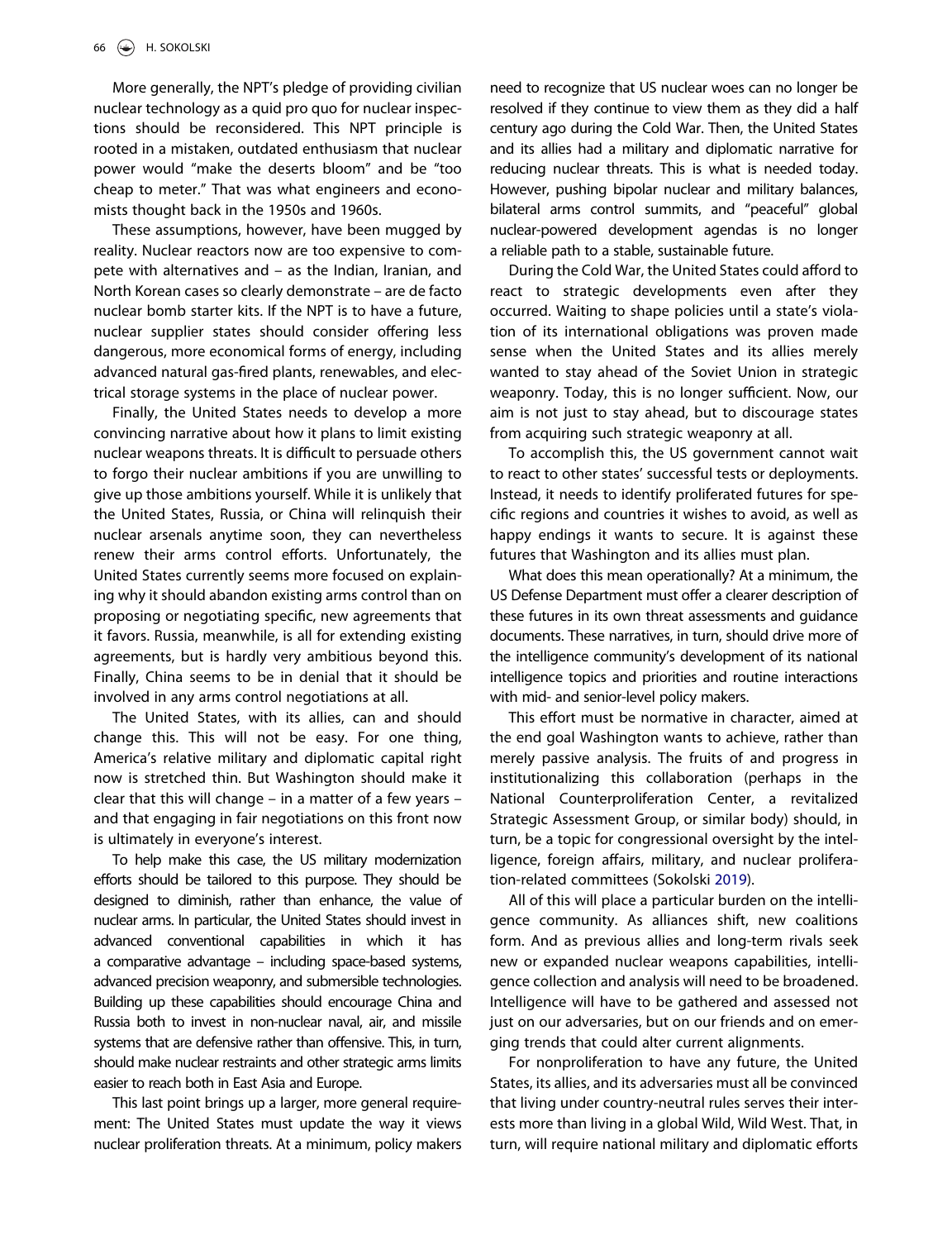More generally, the NPT's pledge of providing civilian nuclear technology as a quid pro quo for nuclear inspections should be reconsidered. This NPT principle is rooted in a mistaken, outdated enthusiasm that nuclear power would "make the deserts bloom" and be "too cheap to meter." That was what engineers and economists thought back in the 1950s and 1960s.

These assumptions, however, have been mugged by reality. Nuclear reactors now are too expensive to compete with alternatives and – as the Indian, Iranian, and North Korean cases so clearly demonstrate – are de facto nuclear bomb starter kits. If the NPT is to have a future, nuclear supplier states should consider offering less dangerous, more economical forms of energy, including advanced natural gas-fired plants, renewables, and electrical storage systems in the place of nuclear power.

Finally, the United States needs to develop a more convincing narrative about how it plans to limit existing nuclear weapons threats. It is difficult to persuade others to forgo their nuclear ambitions if you are unwilling to give up those ambitions yourself. While it is unlikely that the United States, Russia, or China will relinquish their nuclear arsenals anytime soon, they can nevertheless renew their arms control efforts. Unfortunately, the United States currently seems more focused on explaining why it should abandon existing arms control than on proposing or negotiating specific, new agreements that it favors. Russia, meanwhile, is all for extending existing agreements, but is hardly very ambitious beyond this. Finally, China seems to be in denial that it should be involved in any arms control negotiations at all.

The United States, with its allies, can and should change this. This will not be easy. For one thing, America's relative military and diplomatic capital right now is stretched thin. But Washington should make it clear that this will change – in a matter of a few years – and that engaging in fair negotiations on this front now is ultimately in everyone's interest.

To help make this case, the US military modernization efforts should be tailored to this purpose. They should be designed to diminish, rather than enhance, the value of nuclear arms. In particular, the United States should invest in advanced conventional capabilities in which it has a comparative advantage – including space-based systems, advanced precision weaponry, and submersible technologies. Building up these capabilities should encourage China and Russia both to invest in non-nuclear naval, air, and missile systems that are defensive rather than offensive. This, in turn, should make nuclear restraints and other strategic arms limits easier to reach both in East Asia and Europe.

This last point brings up a larger, more general requirement: The United States must update the way it views nuclear proliferation threats. At a minimum, policy makers need to recognize that US nuclear woes can no longer be resolved if they continue to view them as they did a half century ago during the Cold War. Then, the United States and its allies had a military and diplomatic narrative for reducing nuclear threats. This is what is needed today. However, pushing bipolar nuclear and military balances, bilateral arms control summits, and "peaceful" global nuclear-powered development agendas is no longer a reliable path to a stable, sustainable future.

During the Cold War, the United States could afford to react to strategic developments even after they occurred. Waiting to shape policies until a state's violation of its international obligations was proven made sense when the United States and its allies merely wanted to stay ahead of the Soviet Union in strategic weaponry. Today, this is no longer sufficient. Now, our aim is not just to stay ahead, but to discourage states from acquiring such strategic weaponry at all.

To accomplish this, the US government cannot wait to react to other states' successful tests or deployments. Instead, it needs to identify proliferated futures for specific regions and countries it wishes to avoid, as well as happy endings it wants to secure. It is against these futures that Washington and its allies must plan.

What does this mean operationally? At a minimum, the US Defense Department must offer a clearer description of these futures in its own threat assessments and guidance documents. These narratives, in turn, should drive more of the intelligence community's development of its national intelligence topics and priorities and routine interactions with mid- and senior-level policy makers.

This effort must be normative in character, aimed at the end goal Washington wants to achieve, rather than merely passive analysis. The fruits of and progress in institutionalizing this collaboration (perhaps in the National Counterproliferation Center, a revitalized Strategic Assessment Group, or similar body) should, in turn, be a topic for congressional oversight by the intelligence, foreign affairs, military, and nuclear proliferation-related committees (Sokolski 2019).

All of this will place a particular burden on the intelligence community. As alliances shift, new coalitions form. And as previous allies and long-term rivals seek new or expanded nuclear weapons capabilities, intelligence collection and analysis will need to be broadened. Intelligence will have to be gathered and assessed not just on our adversaries, but on our friends and on emerging trends that could alter current alignments.

For nonproliferation to have any future, the United States, its allies, and its adversaries must all be convinced that living under country-neutral rules serves their interests more than living in a global Wild, Wild West. That, in turn, will require national military and diplomatic efforts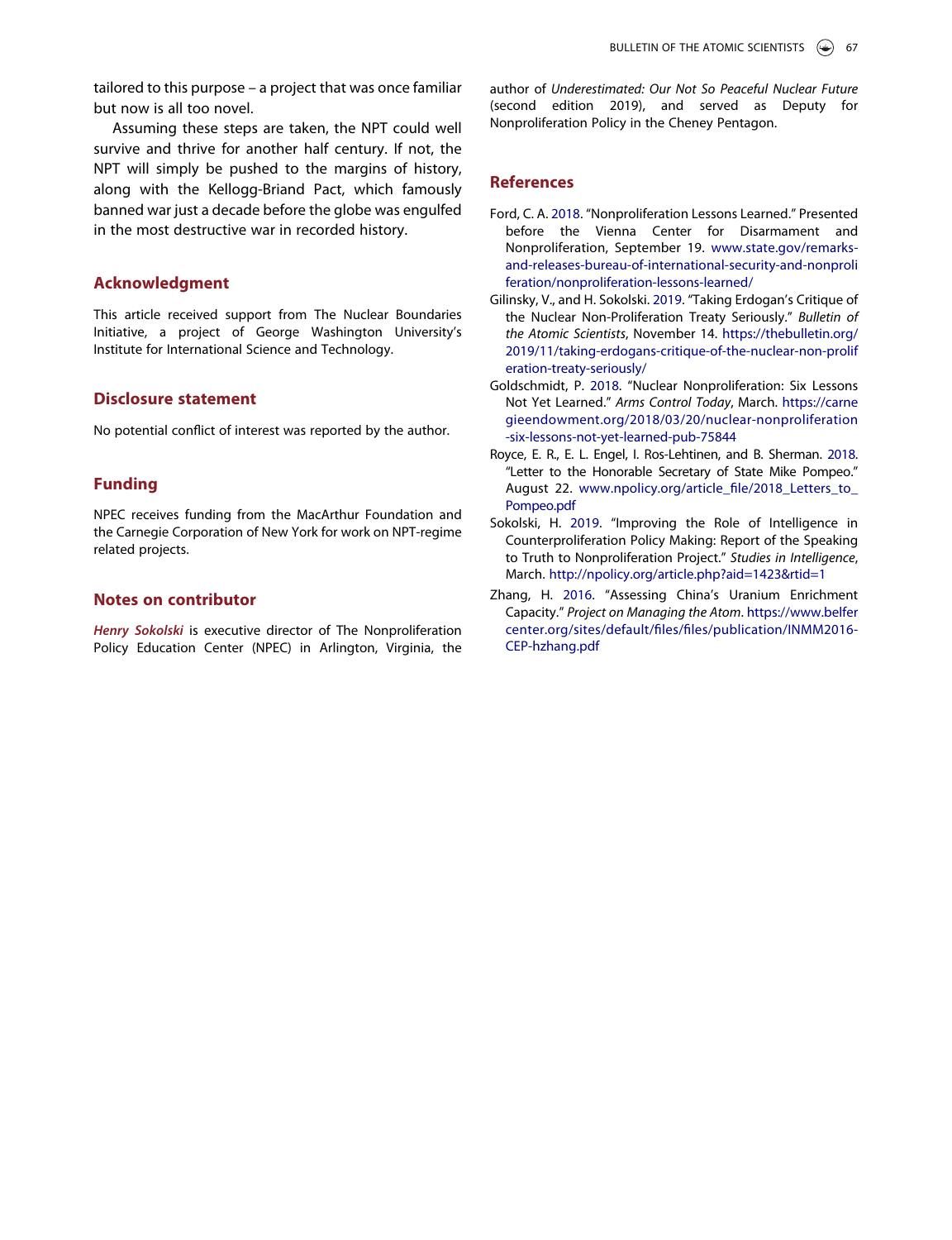tailored to this purpose – a project that was once familiar but now is all too novel.

Assuming these steps are taken, the NPT could well survive and thrive for another half century. If not, the NPT will simply be pushed to the margins of history, along with the Kellogg-Briand Pact, which famously banned war just a decade before the globe was engulfed in the most destructive war in recorded history.

## Acknowledgment

This article received support from The Nuclear Boundaries Initiative, a project of George Washington University's Institute for International Science and Technology.

## Disclosure statement

No potential conflict of interest was reported by the author.

## Funding

NPEC receives funding from the MacArthur Foundation and the Carnegie Corporation of New York for work on NPT-regime related projects.

## Notes on contributor

***Henry Sokolski*** is executive director of The Nonproliferation Policy Education Center (NPEC) in Arlington, Virginia, the author of *Underestimated: Our Not So Peaceful Nuclear Future* (second edition 2019), and served as Deputy for Nonproliferation Policy in the Cheney Pentagon.

## References

Ford, C. A. 2018. "Nonproliferation Lessons Learned." Presented before the Vienna Center for Disarmament and Nonproliferation, September 19. www.state.gov/remarks-and-releases-bureau-of-international-security-and-nonproliferation/nonproliferation-lessons-learned/

Gilinsky, V., and H. Sokolski. 2019. "Taking Erdogan's Critique of the Nuclear Non-Proliferation Treaty Seriously." *Bulletin of the Atomic Scientists*, November 14. https://thebulletin.org/2019/11/taking-erdogans-critique-of-the-nuclear-non-proliferation-treaty-seriously/

Goldschmidt, P. 2018. "Nuclear Nonproliferation: Six Lessons Not Yet Learned." *Arms Control Today*, March. https://carnegieendowment.org/2018/03/20/nuclear-nonproliferation-six-lessons-not-yet-learned-pub-75844

Royce, E. R., E. L. Engel, I. Ros-Lehtinen, and B. Sherman. 2018. "Letter to the Honorable Secretary of State Mike Pompeo." August 22. www.npolicy.org/article_file/2018_Letters_to_Pompeo.pdf

Sokolski, H. 2019. "Improving the Role of Intelligence in Counterproliferation Policy Making: Report of the Speaking to Truth to Nonproliferation Project." *Studies in Intelligence*, March. http://npolicy.org/article.php?aid=1423&rtid=1

Zhang, H. 2016. "Assessing China's Uranium Enrichment Capacity." *Project on Managing the Atom*. https://www.belfercenter.org/sites/default/files/files/publication/INMM2016-CEP-hzhang.pdf